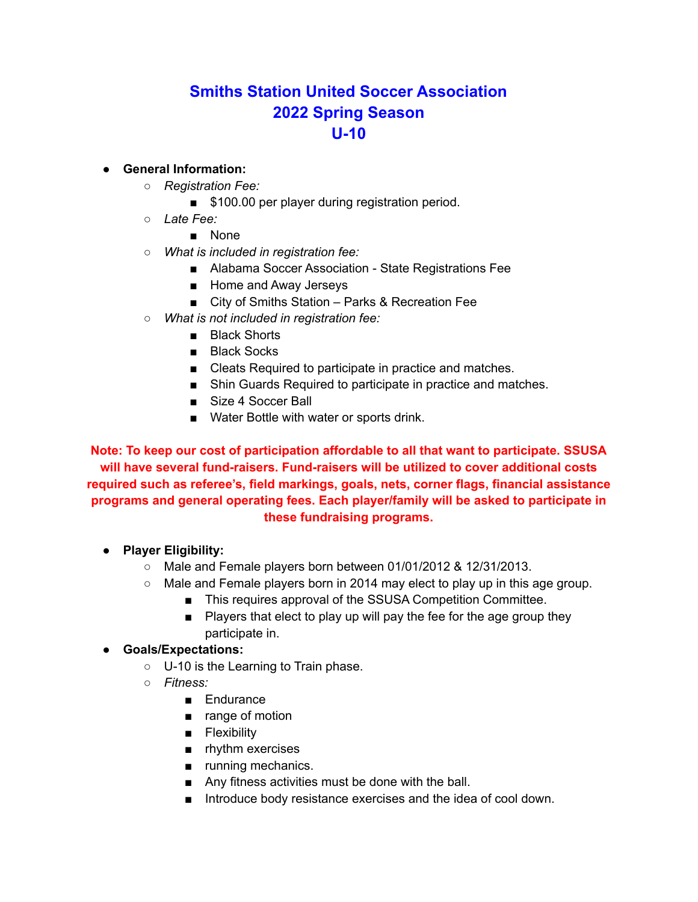# Smiths Station United Soccer Association
# 2022 Spring Season
# U-10

- **General Information:**
  - *Registration Fee:*
    - $100.00 per player during registration period.
  - *Late Fee:*
    - None
  - *What is included in registration fee:*
    - Alabama Soccer Association - State Registrations Fee
    - Home and Away Jerseys
    - City of Smiths Station – Parks & Recreation Fee
  - *What is not included in registration fee:*
    - Black Shorts
    - Black Socks
    - Cleats Required to participate in practice and matches.
    - Shin Guards Required to participate in practice and matches.
    - Size 4 Soccer Ball
    - Water Bottle with water or sports drink.

**Note: To keep our cost of participation affordable to all that want to participate. SSUSA will have several fund-raisers. Fund-raisers will be utilized to cover additional costs required such as referee's, field markings, goals, nets, corner flags, financial assistance programs and general operating fees. Each player/family will be asked to participate in these fundraising programs.**

- **Player Eligibility:**
  - Male and Female players born between 01/01/2012 & 12/31/2013.
  - Male and Female players born in 2014 may elect to play up in this age group.
    - This requires approval of the SSUSA Competition Committee.
    - Players that elect to play up will pay the fee for the age group they participate in.
- **Goals/Expectations:**
  - U-10 is the Learning to Train phase.
  - *Fitness:*
    - Endurance
    - range of motion
    - Flexibility
    - rhythm exercises
    - running mechanics.
    - Any fitness activities must be done with the ball.
    - Introduce body resistance exercises and the idea of cool down.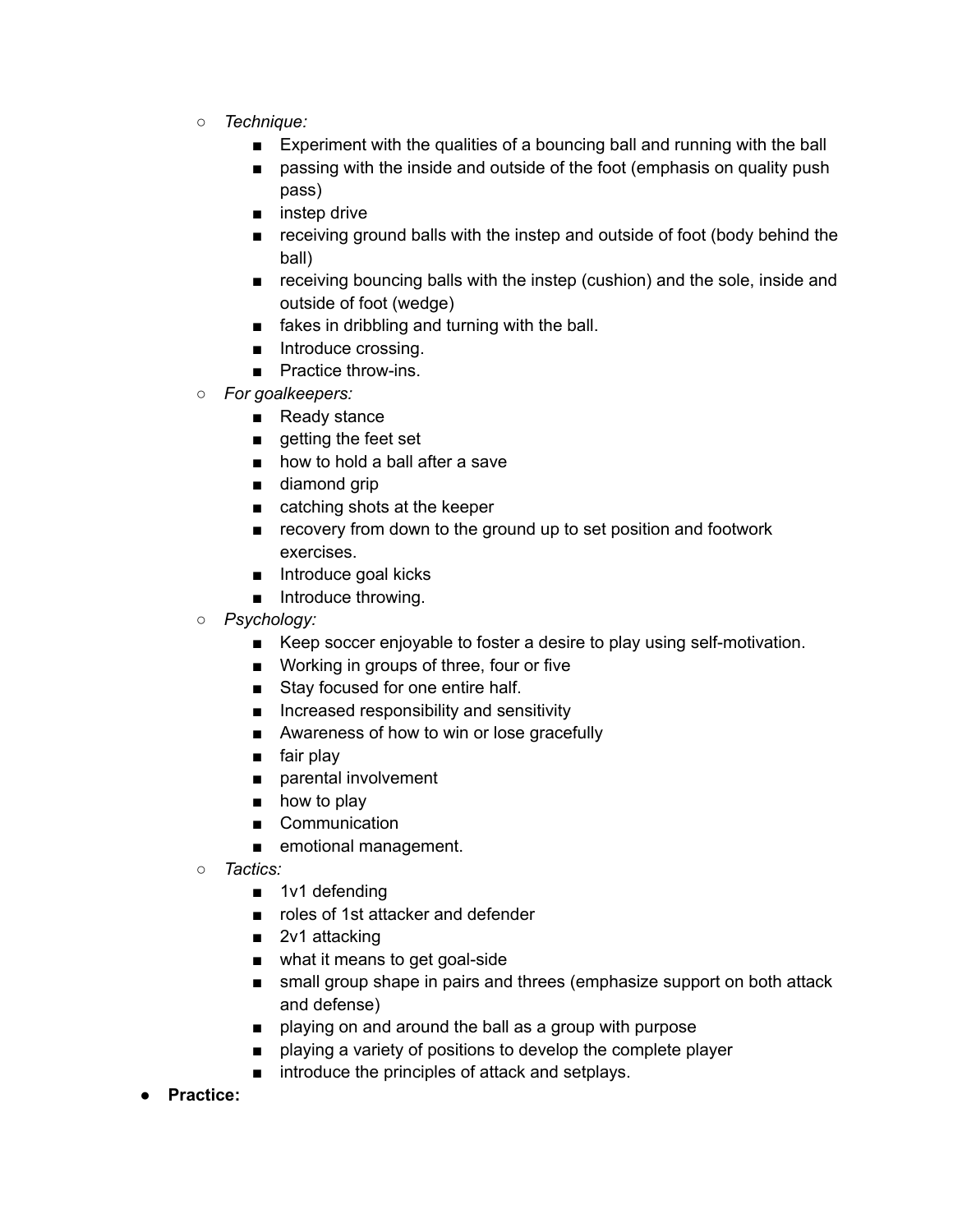- *Technique:*
    - Experiment with the qualities of a bouncing ball and running with the ball
    - passing with the inside and outside of the foot (emphasis on quality push pass)
    - instep drive
    - receiving ground balls with the instep and outside of foot (body behind the ball)
    - receiving bouncing balls with the instep (cushion) and the sole, inside and outside of foot (wedge)
    - fakes in dribbling and turning with the ball.
    - Introduce crossing.
    - Practice throw-ins.
  - *For goalkeepers:*
    - Ready stance
    - getting the feet set
    - how to hold a ball after a save
    - diamond grip
    - catching shots at the keeper
    - recovery from down to the ground up to set position and footwork exercises.
    - Introduce goal kicks
    - Introduce throwing.
  - *Psychology:*
    - Keep soccer enjoyable to foster a desire to play using self-motivation.
    - Working in groups of three, four or five
    - Stay focused for one entire half.
    - Increased responsibility and sensitivity
    - Awareness of how to win or lose gracefully
    - fair play
    - parental involvement
    - how to play
    - Communication
    - emotional management.
  - *Tactics:*
    - 1v1 defending
    - roles of 1st attacker and defender
    - 2v1 attacking
    - what it means to get goal-side
    - small group shape in pairs and threes (emphasize support on both attack and defense)
    - playing on and around the ball as a group with purpose
    - playing a variety of positions to develop the complete player
    - introduce the principles of attack and setplays.
- **Practice:**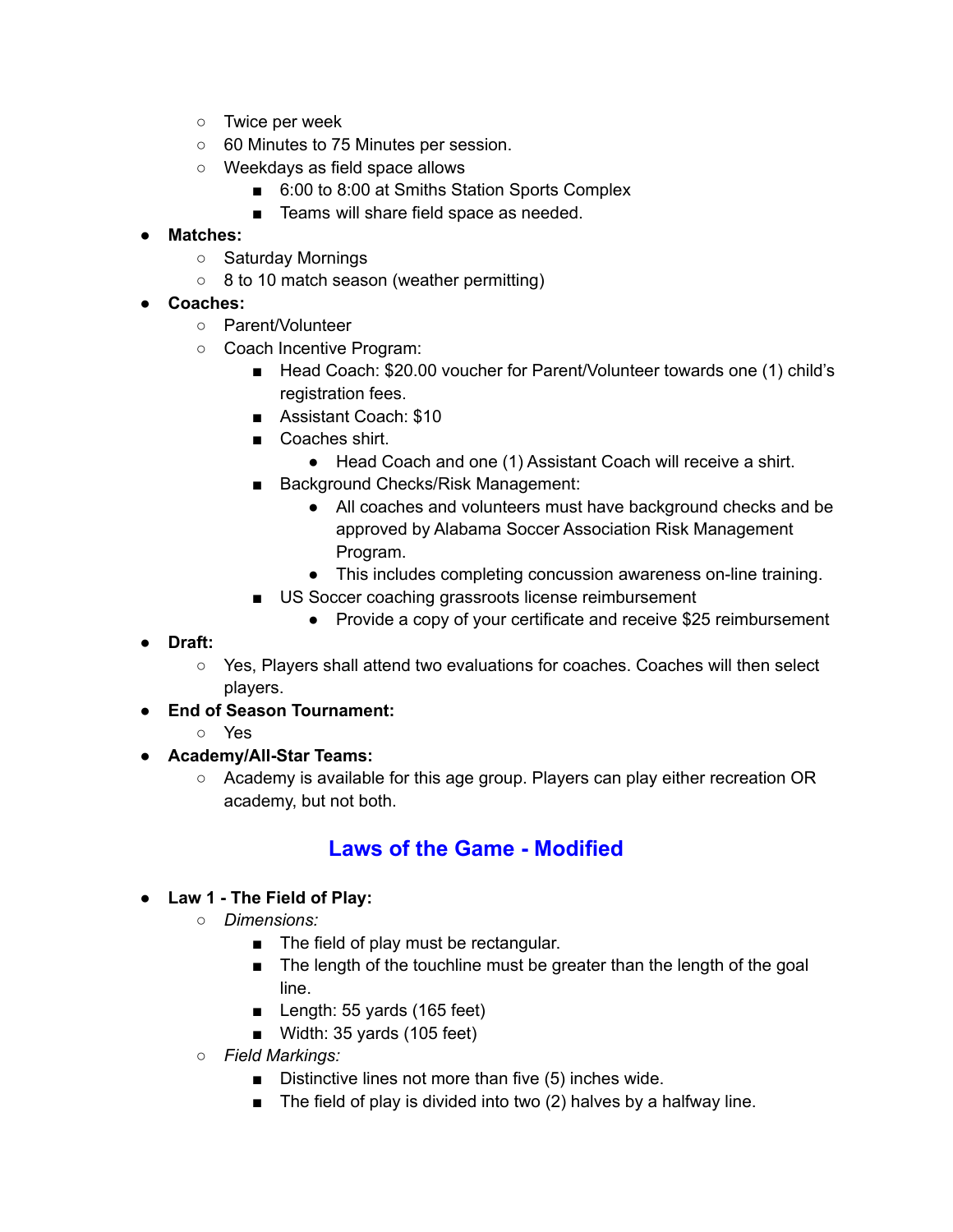- Twice per week
  - 60 Minutes to 75 Minutes per session.
  - Weekdays as field space allows
    - 6:00 to 8:00 at Smiths Station Sports Complex
    - Teams will share field space as needed.
- **Matches:**
  - Saturday Mornings
  - 8 to 10 match season (weather permitting)
- **Coaches:**
  - Parent/Volunteer
  - Coach Incentive Program:
    - Head Coach: $20.00 voucher for Parent/Volunteer towards one (1) child's registration fees.
    - Assistant Coach: $10
    - Coaches shirt.
      - Head Coach and one (1) Assistant Coach will receive a shirt.
    - Background Checks/Risk Management:
      - All coaches and volunteers must have background checks and be approved by Alabama Soccer Association Risk Management Program.
      - This includes completing concussion awareness on-line training.
    - US Soccer coaching grassroots license reimbursement
      - Provide a copy of your certificate and receive $25 reimbursement
- **Draft:**
  - Yes, Players shall attend two evaluations for coaches. Coaches will then select players.
- **End of Season Tournament:**
  - Yes
- **Academy/All-Star Teams:**
  - Academy is available for this age group. Players can play either recreation OR academy, but not both.

## Laws of the Game - Modified

- **Law 1 - The Field of Play:**
  - *Dimensions:*
    - The field of play must be rectangular.
    - The length of the touchline must be greater than the length of the goal line.
    - Length: 55 yards (165 feet)
    - Width: 35 yards (105 feet)
  - *Field Markings:*
    - Distinctive lines not more than five (5) inches wide.
    - The field of play is divided into two (2) halves by a halfway line.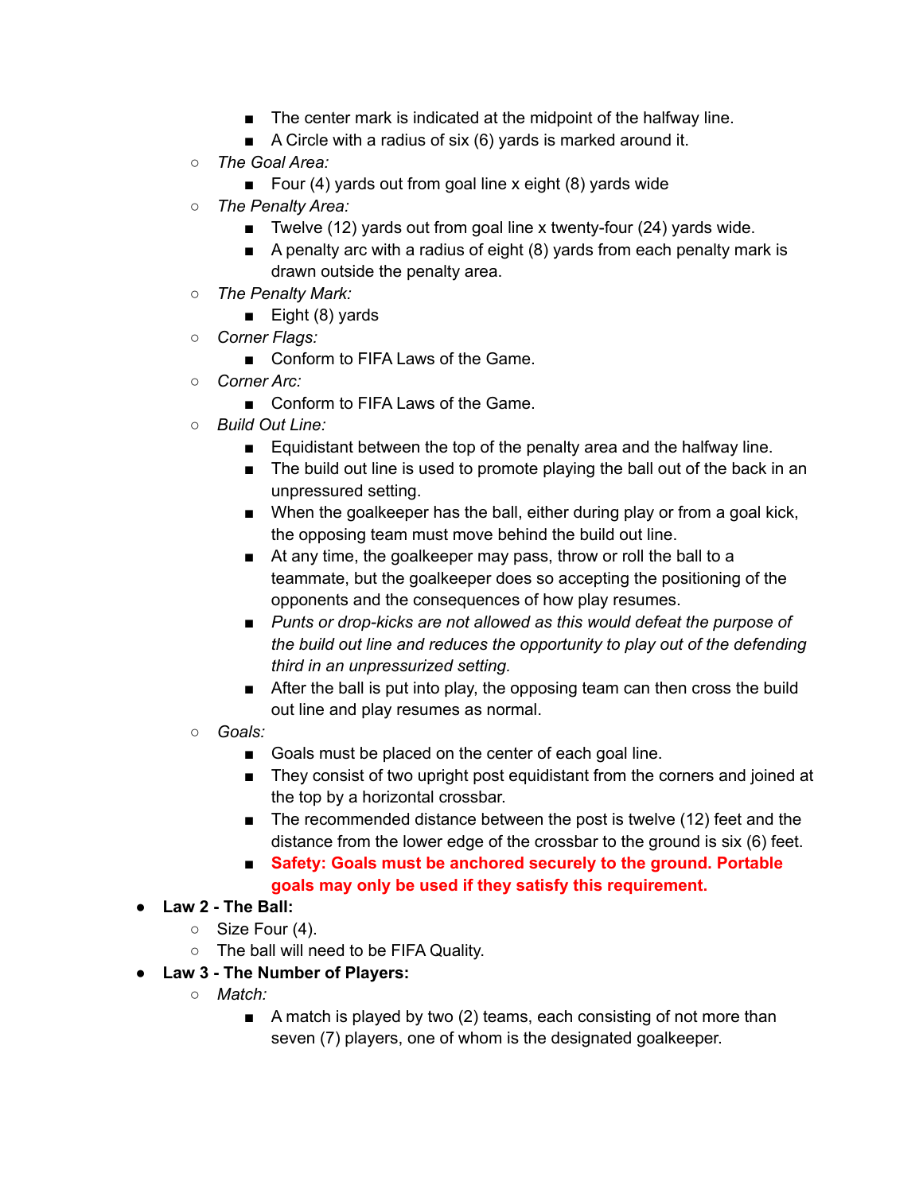- The center mark is indicated at the midpoint of the halfway line.
        - A Circle with a radius of six (6) yards is marked around it.
    - *The Goal Area:*
        - Four (4) yards out from goal line x eight (8) yards wide
    - *The Penalty Area:*
        - Twelve (12) yards out from goal line x twenty-four (24) yards wide.
        - A penalty arc with a radius of eight (8) yards from each penalty mark is drawn outside the penalty area.
    - *The Penalty Mark:*
        - Eight (8) yards
    - *Corner Flags:*
        - Conform to FIFA Laws of the Game.
    - *Corner Arc:*
        - Conform to FIFA Laws of the Game.
    - *Build Out Line:*
        - Equidistant between the top of the penalty area and the halfway line.
        - The build out line is used to promote playing the ball out of the back in an unpressured setting.
        - When the goalkeeper has the ball, either during play or from a goal kick, the opposing team must move behind the build out line.
        - At any time, the goalkeeper may pass, throw or roll the ball to a teammate, but the goalkeeper does so accepting the positioning of the opponents and the consequences of how play resumes.
        - *Punts or drop-kicks are not allowed as this would defeat the purpose of the build out line and reduces the opportunity to play out of the defending third in an unpressurized setting.*
        - After the ball is put into play, the opposing team can then cross the build out line and play resumes as normal.
    - *Goals:*
        - Goals must be placed on the center of each goal line.
        - They consist of two upright post equidistant from the corners and joined at the top by a horizontal crossbar.
        - The recommended distance between the post is twelve (12) feet and the distance from the lower edge of the crossbar to the ground is six (6) feet.
        - **Safety: Goals must be anchored securely to the ground. Portable goals may only be used if they satisfy this requirement.**
- **Law 2 - The Ball:**
    - Size Four (4).
    - The ball will need to be FIFA Quality.
- **Law 3 - The Number of Players:**
    - *Match:*
        - A match is played by two (2) teams, each consisting of not more than seven (7) players, one of whom is the designated goalkeeper.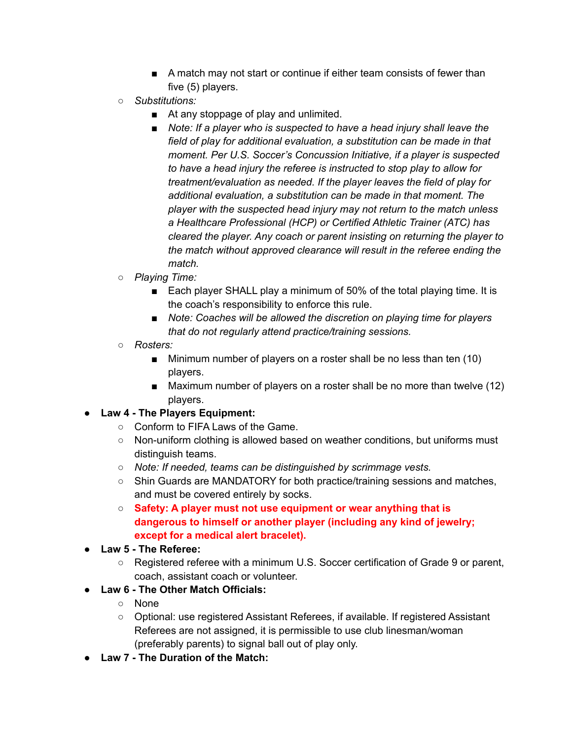- A match may not start or continue if either team consists of fewer than five (5) players.
    - *Substitutions:*
        - At any stoppage of play and unlimited.
        - *Note: If a player who is suspected to have a head injury shall leave the field of play for additional evaluation, a substitution can be made in that moment. Per U.S. Soccer's Concussion Initiative, if a player is suspected to have a head injury the referee is instructed to stop play to allow for treatment/evaluation as needed. If the player leaves the field of play for additional evaluation, a substitution can be made in that moment. The player with the suspected head injury may not return to the match unless a Healthcare Professional (HCP) or Certified Athletic Trainer (ATC) has cleared the player. Any coach or parent insisting on returning the player to the match without approved clearance will result in the referee ending the match.*
    - *Playing Time:*
        - Each player SHALL play a minimum of 50% of the total playing time. It is the coach's responsibility to enforce this rule.
        - *Note: Coaches will be allowed the discretion on playing time for players that do not regularly attend practice/training sessions.*
    - *Rosters:*
        - Minimum number of players on a roster shall be no less than ten (10) players.
        - Maximum number of players on a roster shall be no more than twelve (12) players.
- **Law 4 - The Players Equipment:**
    - Conform to FIFA Laws of the Game.
    - Non-uniform clothing is allowed based on weather conditions, but uniforms must distinguish teams.
    - *Note: If needed, teams can be distinguished by scrimmage vests.*
    - Shin Guards are MANDATORY for both practice/training sessions and matches, and must be covered entirely by socks.
    - **Safety: A player must not use equipment or wear anything that is dangerous to himself or another player (including any kind of jewelry; except for a medical alert bracelet).**
- **Law 5 - The Referee:**
    - Registered referee with a minimum U.S. Soccer certification of Grade 9 or parent, coach, assistant coach or volunteer.
- **Law 6 - The Other Match Officials:**
    - None
    - Optional: use registered Assistant Referees, if available. If registered Assistant Referees are not assigned, it is permissible to use club linesman/woman (preferably parents) to signal ball out of play only.
- **Law 7 - The Duration of the Match:**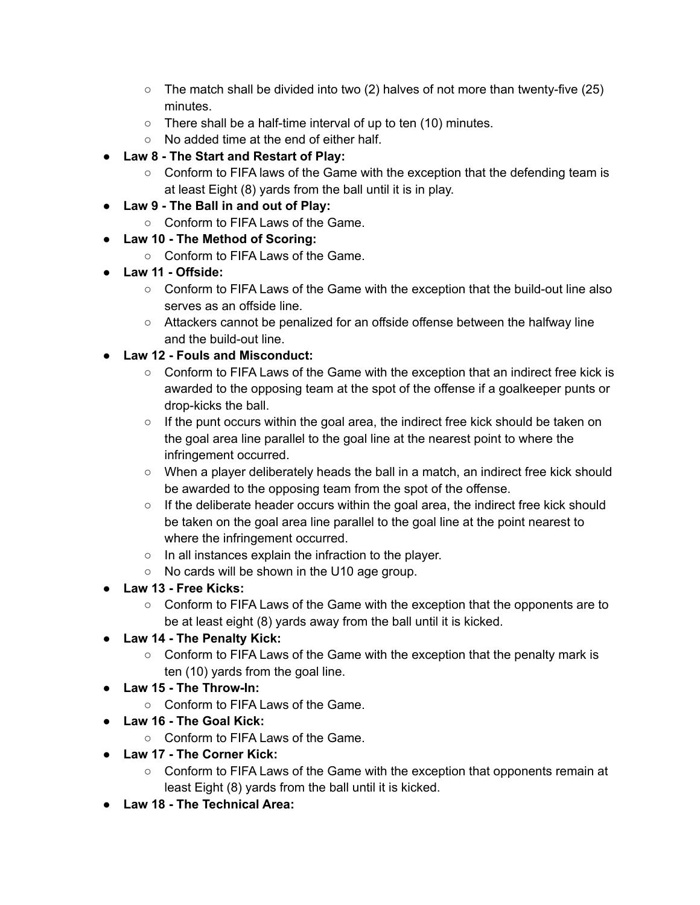- The match shall be divided into two (2) halves of not more than twenty-five (25) minutes.
  - There shall be a half-time interval of up to ten (10) minutes.
  - No added time at the end of either half.
- **Law 8 - The Start and Restart of Play:**
  - Conform to FIFA laws of the Game with the exception that the defending team is at least Eight (8) yards from the ball until it is in play.
- **Law 9 - The Ball in and out of Play:**
  - Conform to FIFA Laws of the Game.
- **Law 10 - The Method of Scoring:**
  - Conform to FIFA Laws of the Game.
- **Law 11 - Offside:**
  - Conform to FIFA Laws of the Game with the exception that the build-out line also serves as an offside line.
  - Attackers cannot be penalized for an offside offense between the halfway line and the build-out line.
- **Law 12 - Fouls and Misconduct:**
  - Conform to FIFA Laws of the Game with the exception that an indirect free kick is awarded to the opposing team at the spot of the offense if a goalkeeper punts or drop-kicks the ball.
  - If the punt occurs within the goal area, the indirect free kick should be taken on the goal area line parallel to the goal line at the nearest point to where the infringement occurred.
  - When a player deliberately heads the ball in a match, an indirect free kick should be awarded to the opposing team from the spot of the offense.
  - If the deliberate header occurs within the goal area, the indirect free kick should be taken on the goal area line parallel to the goal line at the point nearest to where the infringement occurred.
  - In all instances explain the infraction to the player.
  - No cards will be shown in the U10 age group.
- **Law 13 - Free Kicks:**
  - Conform to FIFA Laws of the Game with the exception that the opponents are to be at least eight (8) yards away from the ball until it is kicked.
- **Law 14 - The Penalty Kick:**
  - Conform to FIFA Laws of the Game with the exception that the penalty mark is ten (10) yards from the goal line.
- **Law 15 - The Throw-In:**
  - Conform to FIFA Laws of the Game.
- **Law 16 - The Goal Kick:**
  - Conform to FIFA Laws of the Game.
- **Law 17 - The Corner Kick:**
  - Conform to FIFA Laws of the Game with the exception that opponents remain at least Eight (8) yards from the ball until it is kicked.
- **Law 18 - The Technical Area:**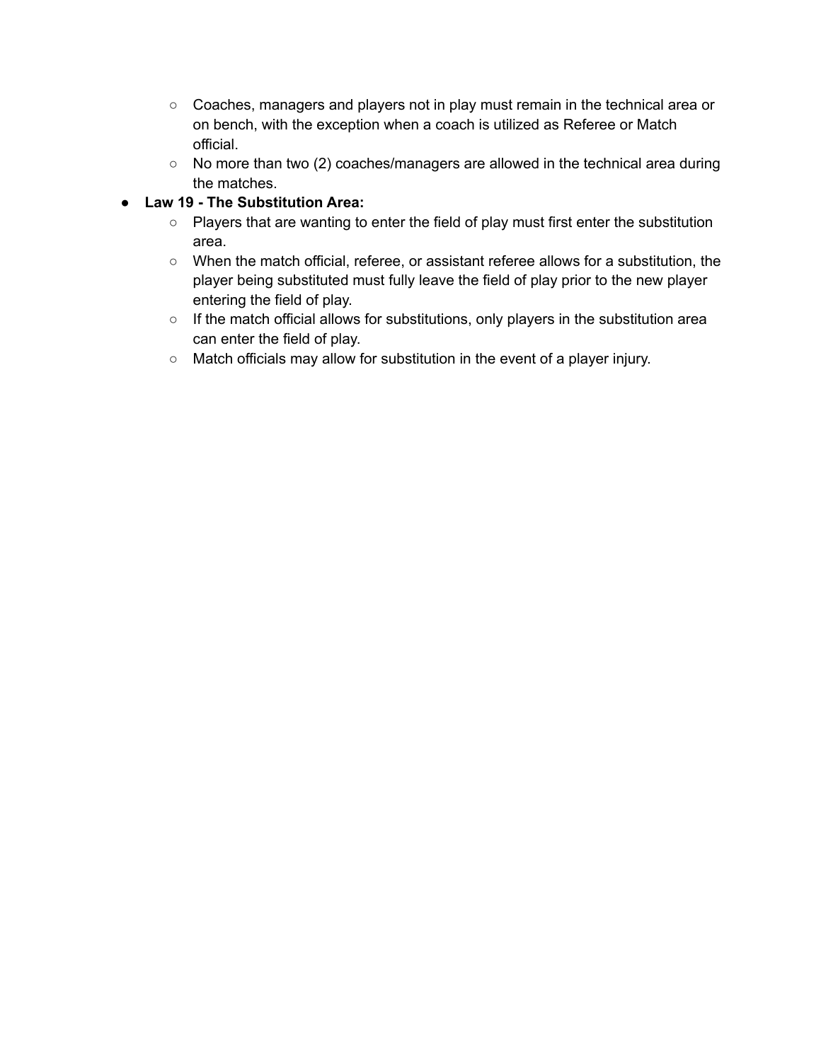- Coaches, managers and players not in play must remain in the technical area or on bench, with the exception when a coach is utilized as Referee or Match official.
  - No more than two (2) coaches/managers are allowed in the technical area during the matches.
- **Law 19 - The Substitution Area:**
  - Players that are wanting to enter the field of play must first enter the substitution area.
  - When the match official, referee, or assistant referee allows for a substitution, the player being substituted must fully leave the field of play prior to the new player entering the field of play.
  - If the match official allows for substitutions, only players in the substitution area can enter the field of play.
  - Match officials may allow for substitution in the event of a player injury.